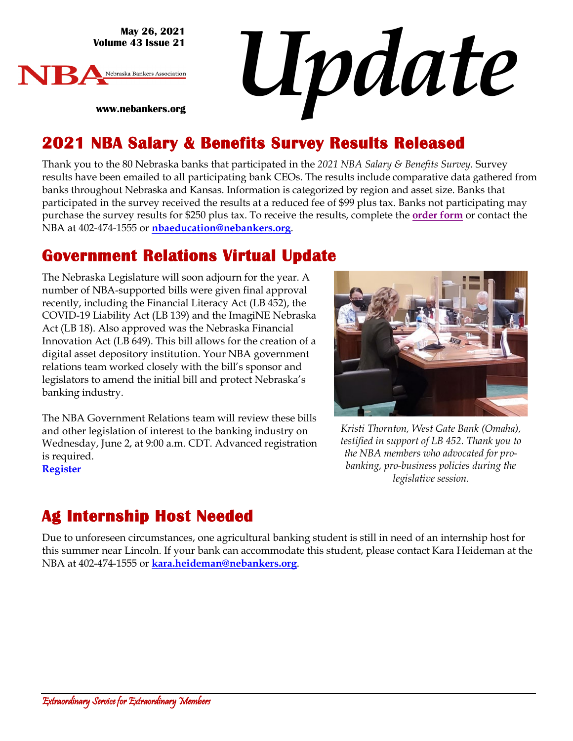May 26, 2021
Volume 43 Issue 21

NBA Nebraska Bankers Association

www.nebankers.org

# Update

## 2021 NBA Salary & Benefits Survey Results Released

Thank you to the 80 Nebraska banks that participated in the *2021 NBA Salary & Benefits Survey*. Survey results have been emailed to all participating bank CEOs. The results include comparative data gathered from banks throughout Nebraska and Kansas. Information is categorized by region and asset size. Banks that participated in the survey received the results at a reduced fee of $99 plus tax. Banks not participating may purchase the survey results for $250 plus tax. To receive the results, complete the **order form** or contact the NBA at 402-474-1555 or **nbaeducation@nebankers.org**.

## Government Relations Virtual Update

The Nebraska Legislature will soon adjourn for the year. A number of NBA-supported bills were given final approval recently, including the Financial Literacy Act (LB 452), the COVID-19 Liability Act (LB 139) and the ImagiNE Nebraska Act (LB 18). Also approved was the Nebraska Financial Innovation Act (LB 649). This bill allows for the creation of a digital asset depository institution. Your NBA government relations team worked closely with the bill's sponsor and legislators to amend the initial bill and protect Nebraska's banking industry.

The NBA Government Relations team will review these bills and other legislation of interest to the banking industry on Wednesday, June 2, at 9:00 a.m. CDT. Advanced registration is required.
**Register**

*Kristi Thornton, West Gate Bank (Omaha), testified in support of LB 452. Thank you to the NBA members who advocated for pro-banking, pro-business policies during the legislative session.*

## Ag Internship Host Needed

Due to unforeseen circumstances, one agricultural banking student is still in need of an internship host for this summer near Lincoln. If your bank can accommodate this student, please contact Kara Heideman at the NBA at 402-474-1555 or **kara.heideman@nebankers.org**.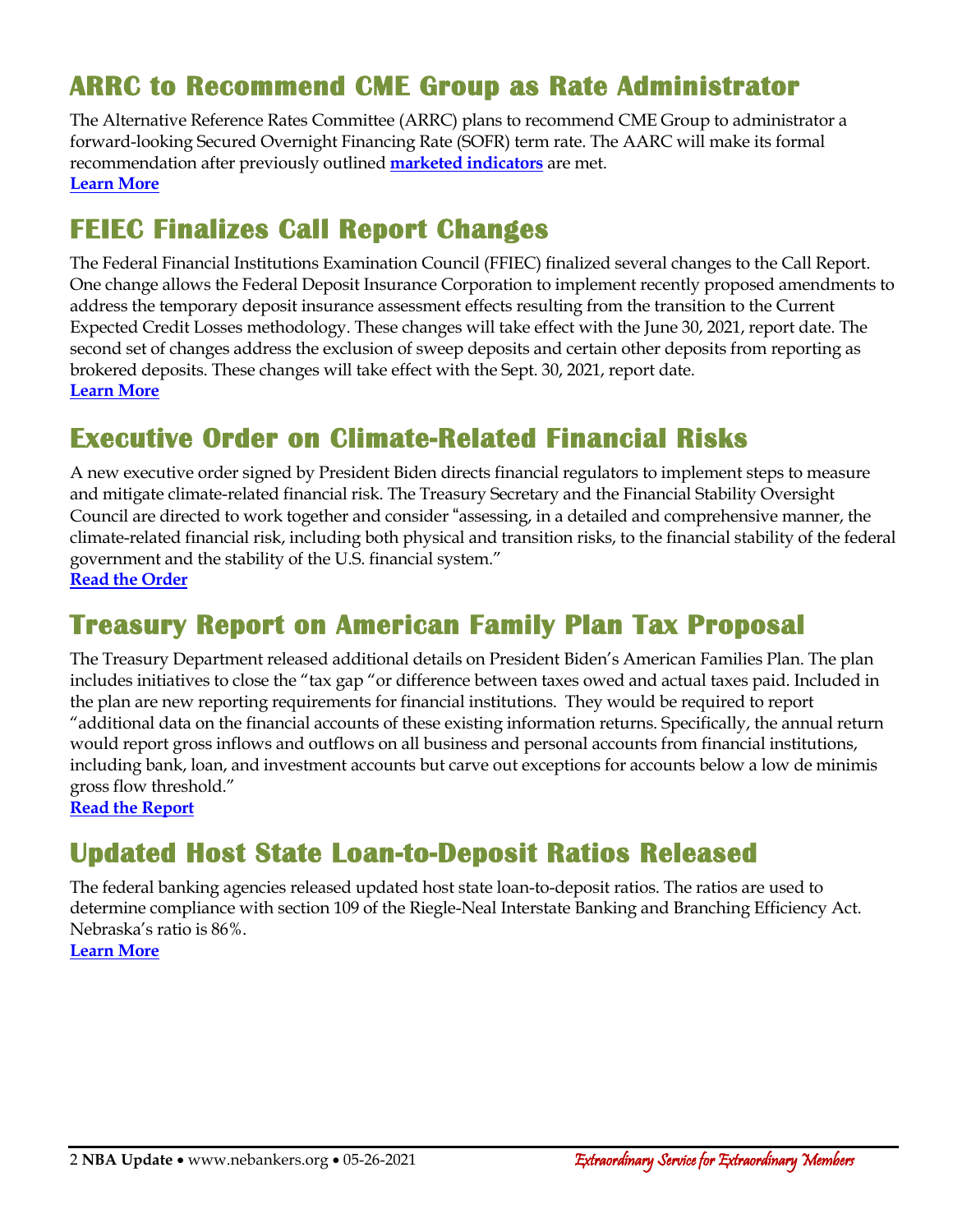## ARRC to Recommend CME Group as Rate Administrator

The Alternative Reference Rates Committee (ARRC) plans to recommend CME Group to administrator a forward-looking Secured Overnight Financing Rate (SOFR) term rate. The AARC will make its formal recommendation after previously outlined **marketed indicators** are met.
**Learn More**

## FEIEC Finalizes Call Report Changes

The Federal Financial Institutions Examination Council (FFIEC) finalized several changes to the Call Report. One change allows the Federal Deposit Insurance Corporation to implement recently proposed amendments to address the temporary deposit insurance assessment effects resulting from the transition to the Current Expected Credit Losses methodology. These changes will take effect with the June 30, 2021, report date. The second set of changes address the exclusion of sweep deposits and certain other deposits from reporting as brokered deposits. These changes will take effect with the Sept. 30, 2021, report date.
**Learn More**

## Executive Order on Climate-Related Financial Risks

A new executive order signed by President Biden directs financial regulators to implement steps to measure and mitigate climate-related financial risk. The Treasury Secretary and the Financial Stability Oversight Council are directed to work together and consider "assessing, in a detailed and comprehensive manner, the climate-related financial risk, including both physical and transition risks, to the financial stability of the federal government and the stability of the U.S. financial system."
**Read the Order**

## Treasury Report on American Family Plan Tax Proposal

The Treasury Department released additional details on President Biden's American Families Plan. The plan includes initiatives to close the "tax gap "or difference between taxes owed and actual taxes paid. Included in the plan are new reporting requirements for financial institutions. They would be required to report "additional data on the financial accounts of these existing information returns. Specifically, the annual return would report gross inflows and outflows on all business and personal accounts from financial institutions, including bank, loan, and investment accounts but carve out exceptions for accounts below a low de minimis gross flow threshold."
**Read the Report**

## Updated Host State Loan-to-Deposit Ratios Released

The federal banking agencies released updated host state loan-to-deposit ratios. The ratios are used to determine compliance with section 109 of the Riegle-Neal Interstate Banking and Branching Efficiency Act. Nebraska's ratio is 86%.
**Learn More**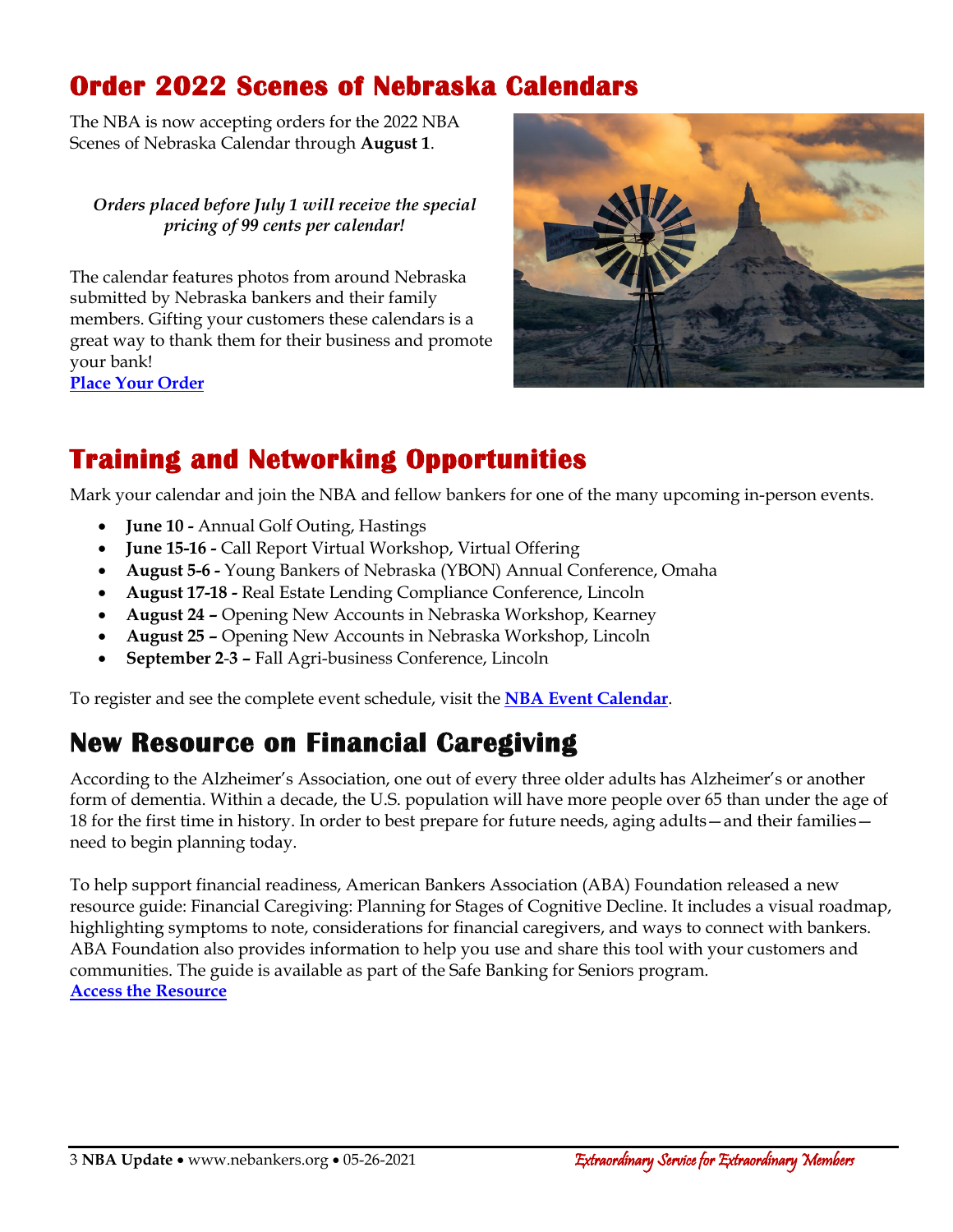## Order 2022 Scenes of Nebraska Calendars

The NBA is now accepting orders for the 2022 NBA Scenes of Nebraska Calendar through **August 1**.

***Orders placed before July 1 will receive the special pricing of 99 cents per calendar!***

The calendar features photos from around Nebraska submitted by Nebraska bankers and their family members. Gifting your customers these calendars is a great way to thank them for their business and promote your bank!
**Place Your Order**

## Training and Networking Opportunities

Mark your calendar and join the NBA and fellow bankers for one of the many upcoming in-person events.

- **June 10 -** Annual Golf Outing, Hastings
- **June 15-16 -** Call Report Virtual Workshop, Virtual Offering
- **August 5-6 -** Young Bankers of Nebraska (YBON) Annual Conference, Omaha
- **August 17-18 -** Real Estate Lending Compliance Conference, Lincoln
- **August 24 –** Opening New Accounts in Nebraska Workshop, Kearney
- **August 25 –** Opening New Accounts in Nebraska Workshop, Lincoln
- **September 2-3 –** Fall Agri-business Conference, Lincoln

To register and see the complete event schedule, visit the **NBA Event Calendar**.

## New Resource on Financial Caregiving

According to the Alzheimer's Association, one out of every three older adults has Alzheimer's or another form of dementia. Within a decade, the U.S. population will have more people over 65 than under the age of 18 for the first time in history. In order to best prepare for future needs, aging adults—and their families—need to begin planning today.

To help support financial readiness, American Bankers Association (ABA) Foundation released a new resource guide: Financial Caregiving: Planning for Stages of Cognitive Decline. It includes a visual roadmap, highlighting symptoms to note, considerations for financial caregivers, and ways to connect with bankers. ABA Foundation also provides information to help you use and share this tool with your customers and communities. The guide is available as part of the Safe Banking for Seniors program.
**Access the Resource**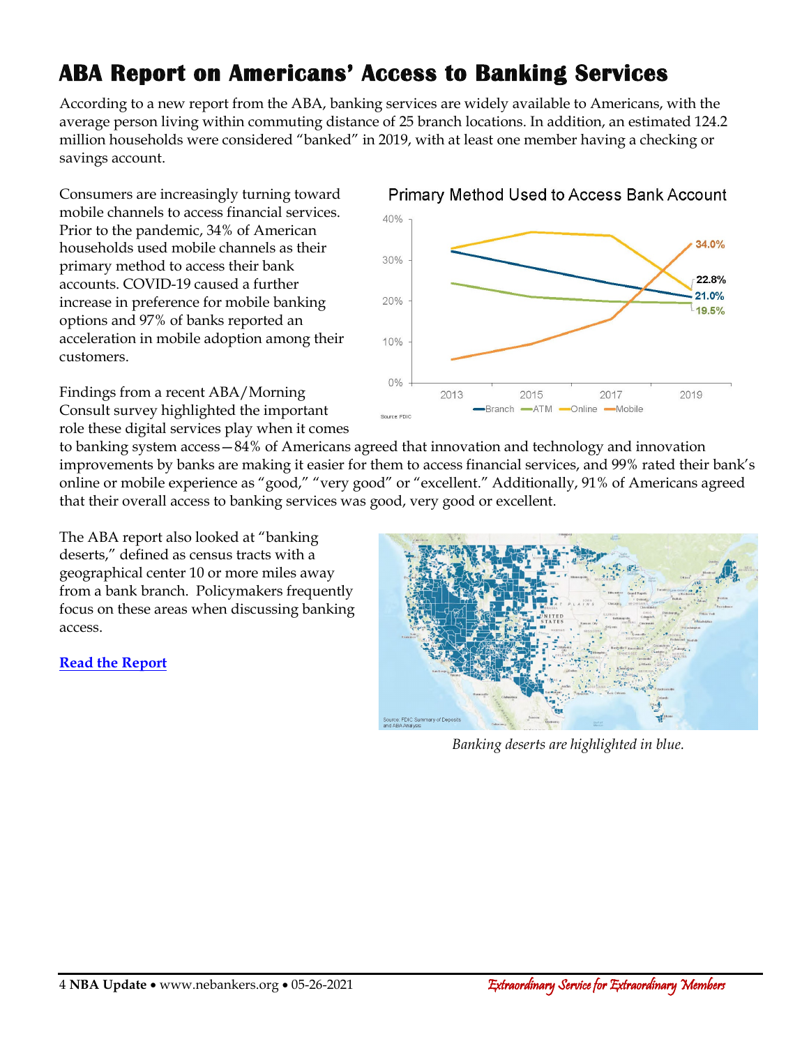# ABA Report on Americans' Access to Banking Services

According to a new report from the ABA, banking services are widely available to Americans, with the average person living within commuting distance of 25 branch locations. In addition, an estimated 124.2 million households were considered "banked" in 2019, with at least one member having a checking or savings account.

Consumers are increasingly turning toward mobile channels to access financial services. Prior to the pandemic, 34% of American households used mobile channels as their primary method to access their bank accounts. COVID-19 caused a further increase in preference for mobile banking options and 97% of banks reported an acceleration in mobile adoption among their customers.

Primary Method Used to Access Bank Account

40%
30%
20%
10%
0%
2013
2015
2017
2019
34.0%
22.8%
21.0%
19.5%
Branch ATM Online Mobile
Source: FDIC

Findings from a recent ABA/Morning Consult survey highlighted the important role these digital services play when it comes to banking system access—84% of Americans agreed that innovation and technology and innovation improvements by banks are making it easier for them to access financial services, and 99% rated their bank's online or mobile experience as "good," "very good" or "excellent." Additionally, 91% of Americans agreed that their overall access to banking services was good, very good or excellent.

The ABA report also looked at "banking deserts," defined as census tracts with a geographical center 10 or more miles away from a bank branch. Policymakers frequently focus on these areas when discussing banking access.

**[Read the Report]**

Source: FDIC Summary of Deposits and ABA Analysis

*Banking deserts are highlighted in blue.*